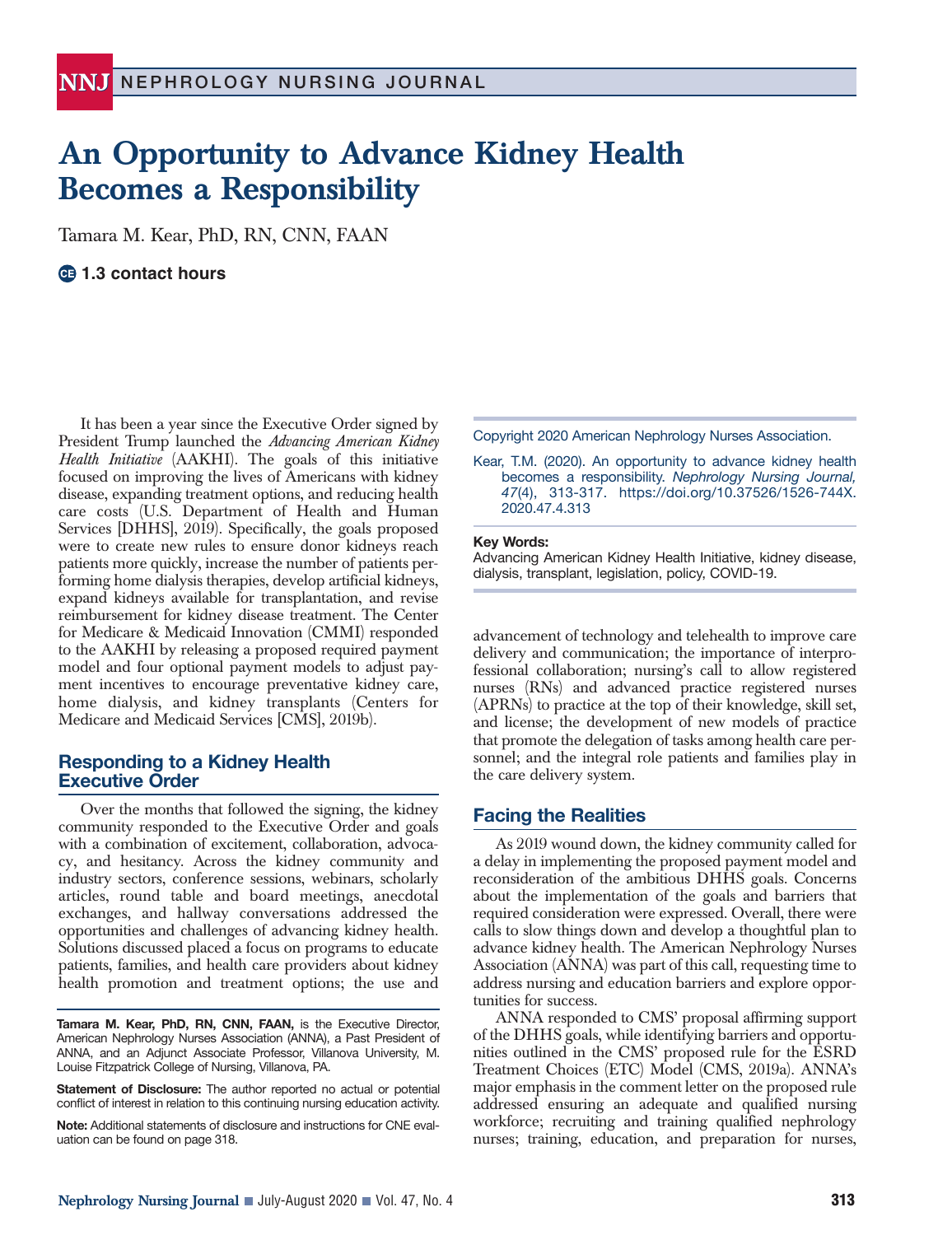# An Opportunity to Advance Kidney Health Becomes a Responsibility

Tamara M. Kear, PhD, RN, CNN, FAAN

**1.3 contact hours**

Copyright 2020 American Nephrology Nurses Association.

Kear, T.M. (2020). An opportunity to advance kidney health becomes a responsibility. *Nephrology Nursing Journal, 47*(4), 313-317. https://doi.org/10.37526/1526-744X.2020.47.4.313

**Key Words:**
Advancing American Kidney Health Initiative, kidney disease, dialysis, transplant, legislation, policy, COVID-19.

It has been a year since the Executive Order signed by President Trump launched the *Advancing American Kidney Health Initiative* (AAKHI). The goals of this initiative focused on improving the lives of Americans with kidney disease, expanding treatment options, and reducing health care costs (U.S. Department of Health and Human Services [DHHS], 2019). Specifically, the goals proposed were to create new rules to ensure donor kidneys reach patients more quickly, increase the number of patients performing home dialysis therapies, develop artificial kidneys, expand kidneys available for transplantation, and revise reimbursement for kidney disease treatment. The Center for Medicare & Medicaid Innovation (CMMI) responded to the AAKHI by releasing a proposed required payment model and four optional payment models to adjust payment incentives to encourage preventative kidney care, home dialysis, and kidney transplants (Centers for Medicare and Medicaid Services [CMS], 2019b).

## Responding to a Kidney Health Executive Order

Over the months that followed the signing, the kidney community responded to the Executive Order and goals with a combination of excitement, collaboration, advocacy, and hesitancy. Across the kidney community and industry sectors, conference sessions, webinars, scholarly articles, round table and board meetings, anecdotal exchanges, and hallway conversations addressed the opportunities and challenges of advancing kidney health. Solutions discussed placed a focus on programs to educate patients, families, and health care providers about kidney health promotion and treatment options; the use and advancement of technology and telehealth to improve care delivery and communication; the importance of interprofessional collaboration; nursing's call to allow registered nurses (RNs) and advanced practice registered nurses (APRNs) to practice at the top of their knowledge, skill set, and license; the development of new models of practice that promote the delegation of tasks among health care personnel; and the integral role patients and families play in the care delivery system.

## Facing the Realities

As 2019 wound down, the kidney community called for a delay in implementing the proposed payment model and reconsideration of the ambitious DHHS goals. Concerns about the implementation of the goals and barriers that required consideration were expressed. Overall, there were calls to slow things down and develop a thoughtful plan to advance kidney health. The American Nephrology Nurses Association (ANNA) was part of this call, requesting time to address nursing and education barriers and explore opportunities for success.

ANNA responded to CMS' proposal affirming support of the DHHS goals, while identifying barriers and opportunities outlined in the CMS' proposed rule for the ESRD Treatment Choices (ETC) Model (CMS, 2019a). ANNA's major emphasis in the comment letter on the proposed rule addressed ensuring an adequate and qualified nursing workforce; recruiting and training qualified nephrology nurses; training, education, and preparation for nurses,

**Tamara M. Kear, PhD, RN, CNN, FAAN,** is the Executive Director, American Nephrology Nurses Association (ANNA), a Past President of ANNA, and an Adjunct Associate Professor, Villanova University, M. Louise Fitzpatrick College of Nursing, Villanova, PA.

**Statement of Disclosure:** The author reported no actual or potential conflict of interest in relation to this continuing nursing education activity.

**Note:** Additional statements of disclosure and instructions for CNE evaluation can be found on page 318.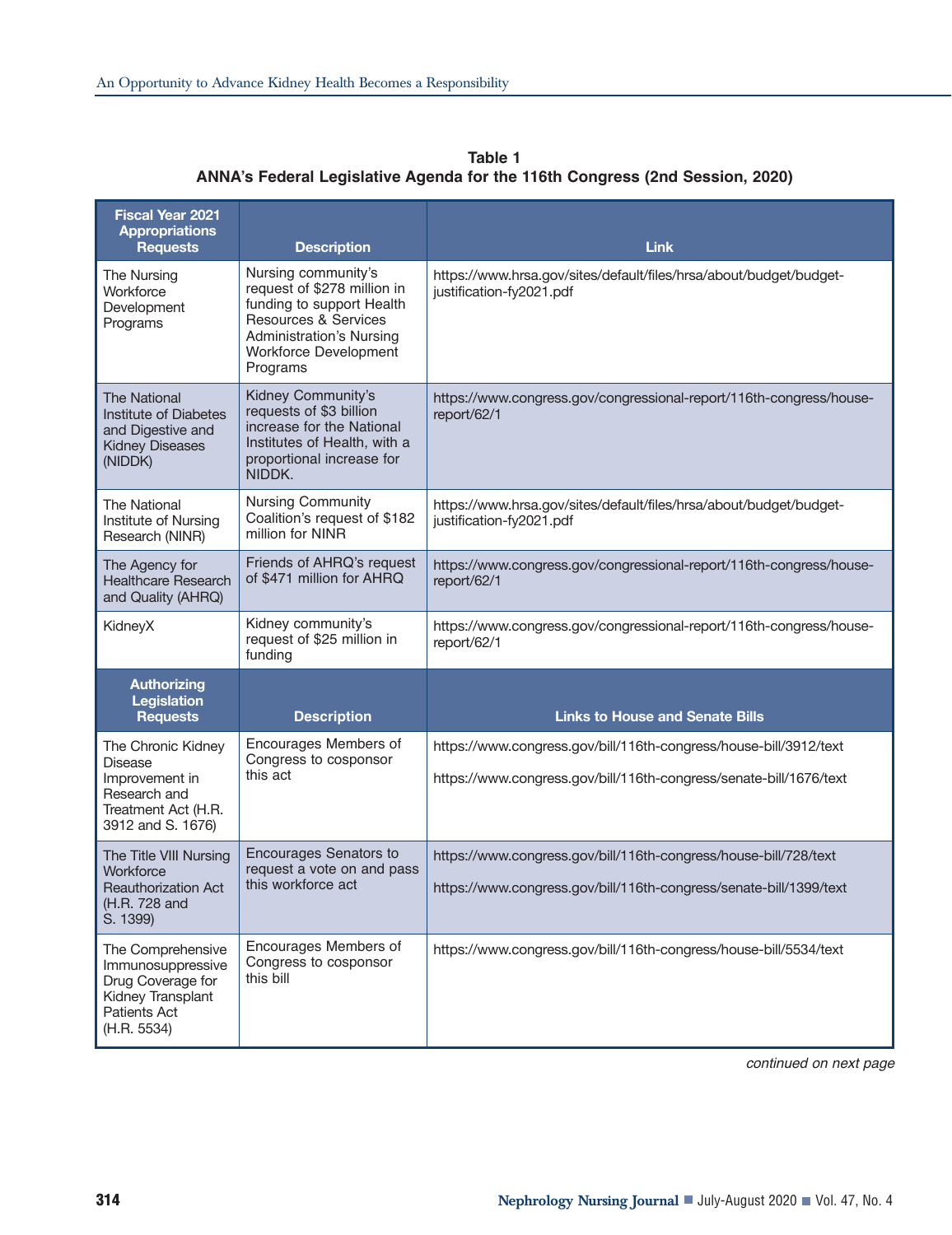**Table 1**
**ANNA's Federal Legislative Agenda for the 116th Congress (2nd Session, 2020)**

| Fiscal Year 2021 Appropriations Requests | Description | Link |
|---|---|---|
| The Nursing Workforce Development Programs | Nursing community's request of $278 million in funding to support Health Resources & Services Administration's Nursing Workforce Development Programs | https://www.hrsa.gov/sites/default/files/hrsa/about/budget/budget-justification-fy2021.pdf |
| The National Institute of Diabetes and Digestive and Kidney Diseases (NIDDK) | Kidney Community's requests of $3 billion increase for the National Institutes of Health, with a proportional increase for NIDDK. | https://www.congress.gov/congressional-report/116th-congress/house-report/62/1 |
| The National Institute of Nursing Research (NINR) | Nursing Community Coalition's request of $182 million for NINR | https://www.hrsa.gov/sites/default/files/hrsa/about/budget/budget-justification-fy2021.pdf |
| The Agency for Healthcare Research and Quality (AHRQ) | Friends of AHRQ's request of $471 million for AHRQ | https://www.congress.gov/congressional-report/116th-congress/house-report/62/1 |
| KidneyX | Kidney community's request of $25 million in funding | https://www.congress.gov/congressional-report/116th-congress/house-report/62/1 |
| **Authorizing Legislation Requests** | **Description** | **Links to House and Senate Bills** |
| The Chronic Kidney Disease Improvement in Research and Treatment Act (H.R. 3912 and S. 1676) | Encourages Members of Congress to cosponsor this act | https://www.congress.gov/bill/116th-congress/house-bill/3912/text<br>https://www.congress.gov/bill/116th-congress/senate-bill/1676/text |
| The Title VIII Nursing Workforce Reauthorization Act (H.R. 728 and S. 1399) | Encourages Senators to request a vote on and pass this workforce act | https://www.congress.gov/bill/116th-congress/house-bill/728/text<br>https://www.congress.gov/bill/116th-congress/senate-bill/1399/text |
| The Comprehensive Immunosuppressive Drug Coverage for Kidney Transplant Patients Act (H.R. 5534) | Encourages Members of Congress to cosponsor this bill | https://www.congress.gov/bill/116th-congress/house-bill/5534/text |

*continued on next page*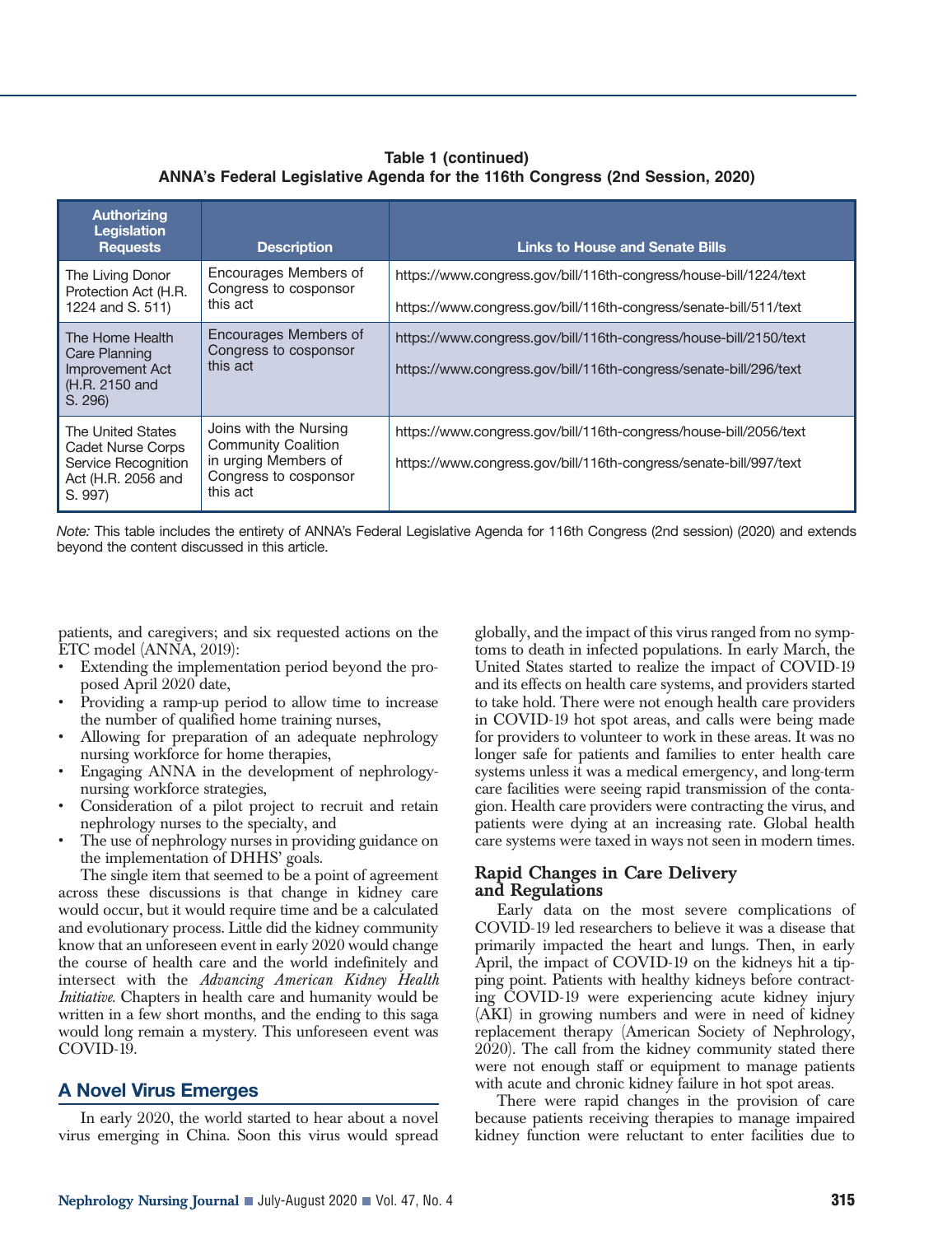**Table 1 (continued)**
**ANNA's Federal Legislative Agenda for the 116th Congress (2nd Session, 2020)**

| Authorizing Legislation Requests | Description | Links to House and Senate Bills |
|---|---|---|
| The Living Donor Protection Act (H.R. 1224 and S. 511) | Encourages Members of Congress to cosponsor this act | https://www.congress.gov/bill/116th-congress/house-bill/1224/text<br>https://www.congress.gov/bill/116th-congress/senate-bill/511/text |
| The Home Health Care Planning Improvement Act (H.R. 2150 and S. 296) | Encourages Members of Congress to cosponsor this act | https://www.congress.gov/bill/116th-congress/house-bill/2150/text<br>https://www.congress.gov/bill/116th-congress/senate-bill/296/text |
| The United States Cadet Nurse Corps Service Recognition Act (H.R. 2056 and S. 997) | Joins with the Nursing Community Coalition in urging Members of Congress to cosponsor this act | https://www.congress.gov/bill/116th-congress/house-bill/2056/text<br>https://www.congress.gov/bill/116th-congress/senate-bill/997/text |

*Note:* This table includes the entirety of ANNA's Federal Legislative Agenda for 116th Congress (2nd session) (2020) and extends beyond the content discussed in this article.

patients, and caregivers; and six requested actions on the ETC model (ANNA, 2019):

- Extending the implementation period beyond the proposed April 2020 date,
- Providing a ramp-up period to allow time to increase the number of qualified home training nurses,
- Allowing for preparation of an adequate nephrology nursing workforce for home therapies,
- Engaging ANNA in the development of nephrology-nursing workforce strategies,
- Consideration of a pilot project to recruit and retain nephrology nurses to the specialty, and
- The use of nephrology nurses in providing guidance on the implementation of DHHS' goals.

The single item that seemed to be a point of agreement across these discussions is that change in kidney care would occur, but it would require time and be a calculated and evolutionary process. Little did the kidney community know that an unforeseen event in early 2020 would change the course of health care and the world indefinitely and intersect with the *Advancing American Kidney Health Initiative*. Chapters in health care and humanity would be written in a few short months, and the ending to this saga would long remain a mystery. This unforeseen event was COVID-19.

## A Novel Virus Emerges

In early 2020, the world started to hear about a novel virus emerging in China. Soon this virus would spread globally, and the impact of this virus ranged from no symptoms to death in infected populations. In early March, the United States started to realize the impact of COVID-19 and its effects on health care systems, and providers started to take hold. There were not enough health care providers in COVID-19 hot spot areas, and calls were being made for providers to volunteer to work in these areas. It was no longer safe for patients and families to enter health care systems unless it was a medical emergency, and long-term care facilities were seeing rapid transmission of the contagion. Health care providers were contracting the virus, and patients were dying at an increasing rate. Global health care systems were taxed in ways not seen in modern times.

### Rapid Changes in Care Delivery and Regulations

Early data on the most severe complications of COVID-19 led researchers to believe it was a disease that primarily impacted the heart and lungs. Then, in early April, the impact of COVID-19 on the kidneys hit a tipping point. Patients with healthy kidneys before contracting COVID-19 were experiencing acute kidney injury (AKI) in growing numbers and were in need of kidney replacement therapy (American Society of Nephrology, 2020). The call from the kidney community stated there were not enough staff or equipment to manage patients with acute and chronic kidney failure in hot spot areas.

There were rapid changes in the provision of care because patients receiving therapies to manage impaired kidney function were reluctant to enter facilities due to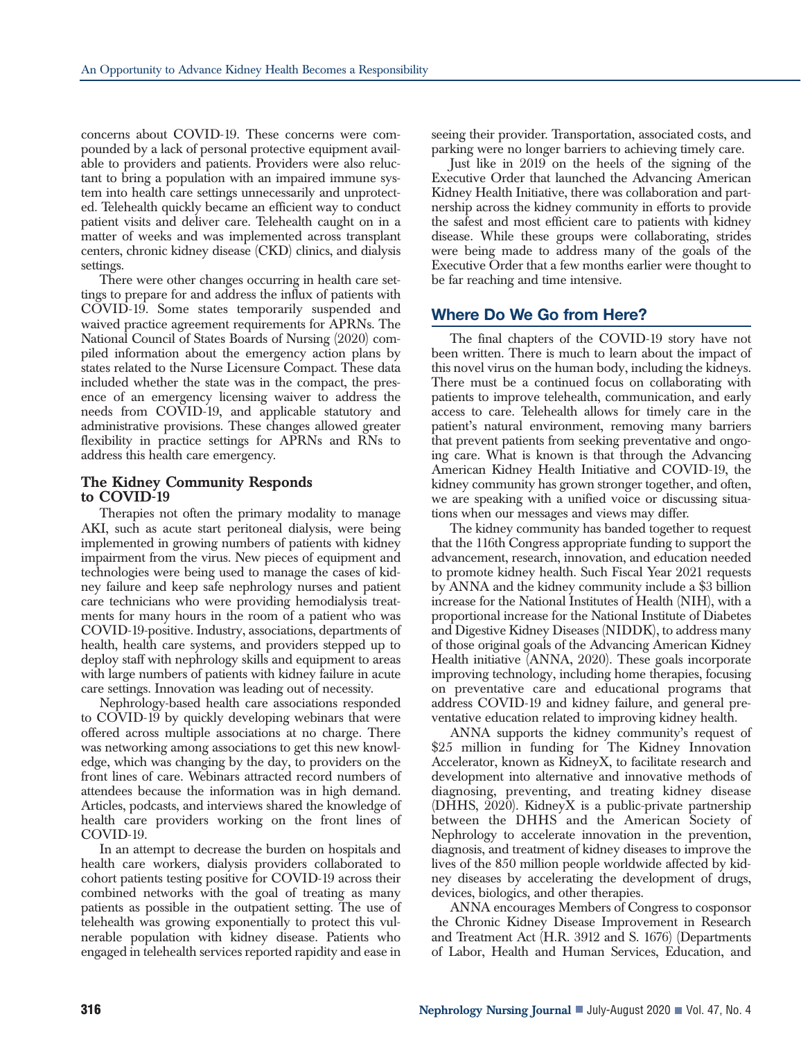concerns about COVID-19. These concerns were compounded by a lack of personal protective equipment available to providers and patients. Providers were also reluctant to bring a population with an impaired immune system into health care settings unnecessarily and unprotected. Telehealth quickly became an efficient way to conduct patient visits and deliver care. Telehealth caught on in a matter of weeks and was implemented across transplant centers, chronic kidney disease (CKD) clinics, and dialysis settings.

There were other changes occurring in health care settings to prepare for and address the influx of patients with COVID-19. Some states temporarily suspended and waived practice agreement requirements for APRNs. The National Council of States Boards of Nursing (2020) compiled information about the emergency action plans by states related to the Nurse Licensure Compact. These data included whether the state was in the compact, the presence of an emergency licensing waiver to address the needs from COVID-19, and applicable statutory and administrative provisions. These changes allowed greater flexibility in practice settings for APRNs and RNs to address this health care emergency.

### The Kidney Community Responds to COVID-19

Therapies not often the primary modality to manage AKI, such as acute start peritoneal dialysis, were being implemented in growing numbers of patients with kidney impairment from the virus. New pieces of equipment and technologies were being used to manage the cases of kidney failure and keep safe nephrology nurses and patient care technicians who were providing hemodialysis treatments for many hours in the room of a patient who was COVID-19-positive. Industry, associations, departments of health, health care systems, and providers stepped up to deploy staff with nephrology skills and equipment to areas with large numbers of patients with kidney failure in acute care settings. Innovation was leading out of necessity.

Nephrology-based health care associations responded to COVID-19 by quickly developing webinars that were offered across multiple associations at no charge. There was networking among associations to get this new knowledge, which was changing by the day, to providers on the front lines of care. Webinars attracted record numbers of attendees because the information was in high demand. Articles, podcasts, and interviews shared the knowledge of health care providers working on the front lines of COVID-19.

In an attempt to decrease the burden on hospitals and health care workers, dialysis providers collaborated to cohort patients testing positive for COVID-19 across their combined networks with the goal of treating as many patients as possible in the outpatient setting. The use of telehealth was growing exponentially to protect this vulnerable population with kidney disease. Patients who engaged in telehealth services reported rapidity and ease in seeing their provider. Transportation, associated costs, and parking were no longer barriers to achieving timely care.

Just like in 2019 on the heels of the signing of the Executive Order that launched the Advancing American Kidney Health Initiative, there was collaboration and partnership across the kidney community in efforts to provide the safest and most efficient care to patients with kidney disease. While these groups were collaborating, strides were being made to address many of the goals of the Executive Order that a few months earlier were thought to be far reaching and time intensive.

## Where Do We Go from Here?

The final chapters of the COVID-19 story have not been written. There is much to learn about the impact of this novel virus on the human body, including the kidneys. There must be a continued focus on collaborating with patients to improve telehealth, communication, and early access to care. Telehealth allows for timely care in the patient's natural environment, removing many barriers that prevent patients from seeking preventative and ongoing care. What is known is that through the Advancing American Kidney Health Initiative and COVID-19, the kidney community has grown stronger together, and often, we are speaking with a unified voice or discussing situations when our messages and views may differ.

The kidney community has banded together to request that the 116th Congress appropriate funding to support the advancement, research, innovation, and education needed to promote kidney health. Such Fiscal Year 2021 requests by ANNA and the kidney community include a $3 billion increase for the National Institutes of Health (NIH), with a proportional increase for the National Institute of Diabetes and Digestive Kidney Diseases (NIDDK), to address many of those original goals of the Advancing American Kidney Health initiative (ANNA, 2020). These goals incorporate improving technology, including home therapies, focusing on preventative care and educational programs that address COVID-19 and kidney failure, and general preventative education related to improving kidney health.

ANNA supports the kidney community's request of $25 million in funding for The Kidney Innovation Accelerator, known as KidneyX, to facilitate research and development into alternative and innovative methods of diagnosing, preventing, and treating kidney disease (DHHS, 2020). KidneyX is a public-private partnership between the DHHS and the American Society of Nephrology to accelerate innovation in the prevention, diagnosis, and treatment of kidney diseases to improve the lives of the 850 million people worldwide affected by kidney diseases by accelerating the development of drugs, devices, biologics, and other therapies.

ANNA encourages Members of Congress to cosponsor the Chronic Kidney Disease Improvement in Research and Treatment Act (H.R. 3912 and S. 1676) (Departments of Labor, Health and Human Services, Education, and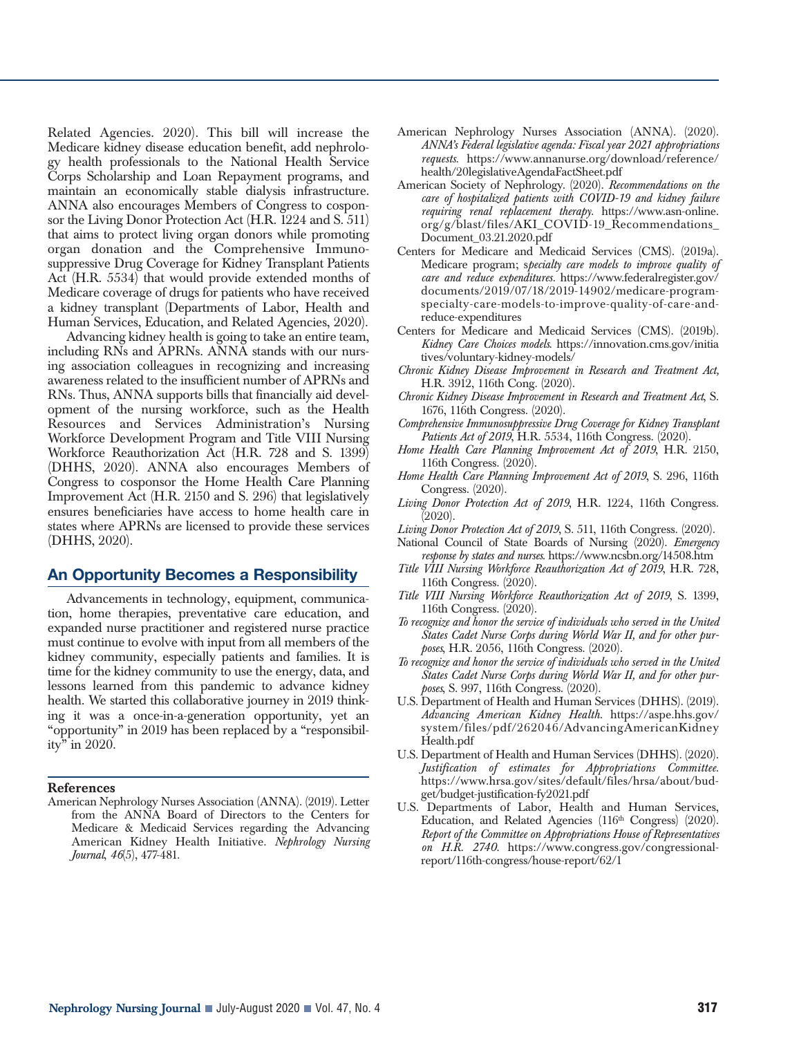Related Agencies. 2020). This bill will increase the Medicare kidney disease education benefit, add nephrology health professionals to the National Health Service Corps Scholarship and Loan Repayment programs, and maintain an economically stable dialysis infrastructure. ANNA also encourages Members of Congress to cosponsor the Living Donor Protection Act (H.R. 1224 and S. 511) that aims to protect living organ donors while promoting organ donation and the Comprehensive Immunosuppressive Drug Coverage for Kidney Transplant Patients Act (H.R. 5534) that would provide extended months of Medicare coverage of drugs for patients who have received a kidney transplant (Departments of Labor, Health and Human Services, Education, and Related Agencies, 2020).

Advancing kidney health is going to take an entire team, including RNs and APRNs. ANNA stands with our nursing association colleagues in recognizing and increasing awareness related to the insufficient number of APRNs and RNs. Thus, ANNA supports bills that financially aid development of the nursing workforce, such as the Health Resources and Services Administration's Nursing Workforce Development Program and Title VIII Nursing Workforce Reauthorization Act (H.R. 728 and S. 1399) (DHHS, 2020). ANNA also encourages Members of Congress to cosponsor the Home Health Care Planning Improvement Act (H.R. 2150 and S. 296) that legislatively ensures beneficiaries have access to home health care in states where APRNs are licensed to provide these services (DHHS, 2020).

## An Opportunity Becomes a Responsibility

Advancements in technology, equipment, communication, home therapies, preventative care education, and expanded nurse practitioner and registered nurse practice must continue to evolve with input from all members of the kidney community, especially patients and families. It is time for the kidney community to use the energy, data, and lessons learned from this pandemic to advance kidney health. We started this collaborative journey in 2019 thinking it was a once-in-a-generation opportunity, yet an "opportunity" in 2019 has been replaced by a "responsibility" in 2020.

### References

American Nephrology Nurses Association (ANNA). (2019). Letter from the ANNA Board of Directors to the Centers for Medicare & Medicaid Services regarding the Advancing American Kidney Health Initiative. *Nephrology Nursing Journal*, *46*(5), 477-481.

American Nephrology Nurses Association (ANNA). (2020). *ANNA's Federal legislative agenda: Fiscal year 2021 appropriations requests.* https://www.annanurse.org/download/reference/health/20legislativeAgendaFactSheet.pdf

American Society of Nephrology. (2020). *Recommendations on the care of hospitalized patients with COVID-19 and kidney failure requiring renal replacement therapy.* https://www.asn-online.org/g/blast/files/AKI_COVID-19_Recommendations_Document_03.21.2020.pdf

Centers for Medicare and Medicaid Services (CMS). (2019a). Medicare program; s*pecialty care models to improve quality of care and reduce expenditures.* https://www.federalregister.gov/documents/2019/07/18/2019-14902/medicare-program-specialty-care-models-to-improve-quality-of-care-and-reduce-expenditures

Centers for Medicare and Medicaid Services (CMS). (2019b). *Kidney Care Choices models.* https://innovation.cms.gov/initiatives/voluntary-kidney-models/

*Chronic Kidney Disease Improvement in Research and Treatment Act,* H.R. 3912, 116th Cong. (2020).

*Chronic Kidney Disease Improvement in Research and Treatment Act*, S. 1676, 116th Congress. (2020).

*Comprehensive Immunosuppressive Drug Coverage for Kidney Transplant Patients Act of 2019*, H.R. 5534, 116th Congress. (2020).

*Home Health Care Planning Improvement Act of 2019*, H.R. 2150, 116th Congress. (2020).

*Home Health Care Planning Improvement Act of 2019*, S. 296, 116th Congress. (2020).

*Living Donor Protection Act of 2019*, H.R. 1224, 116th Congress. (2020).

*Living Donor Protection Act of 2019*, S. 511, 116th Congress. (2020).

National Council of State Boards of Nursing (2020). *Emergency response by states and nurses.* https://www.ncsbn.org/14508.htm

*Title VIII Nursing Workforce Reauthorization Act of 2019*, H.R. 728, 116th Congress. (2020).

*Title VIII Nursing Workforce Reauthorization Act of 2019*, S. 1399, 116th Congress. (2020).

*To recognize and honor the service of individuals who served in the United States Cadet Nurse Corps during World War II, and for other purposes*, H.R. 2056, 116th Congress. (2020).

*To recognize and honor the service of individuals who served in the United States Cadet Nurse Corps during World War II, and for other purposes*, S. 997, 116th Congress. (2020).

U.S. Department of Health and Human Services (DHHS). (2019). *Advancing American Kidney Health.* https://aspe.hhs.gov/system/files/pdf/262046/AdvancingAmericanKidneyHealth.pdf

U.S. Department of Health and Human Services (DHHS). (2020). *Justification of estimates for Appropriations Committee.* https://www.hrsa.gov/sites/default/files/hrsa/about/budget/budget-justification-fy2021.pdf

U.S. Departments of Labor, Health and Human Services, Education, and Related Agencies (116th Congress) (2020). *Report of the Committee on Appropriations House of Representatives on H.R. 2740.* https://www.congress.gov/congressional-report/116th-congress/house-report/62/1